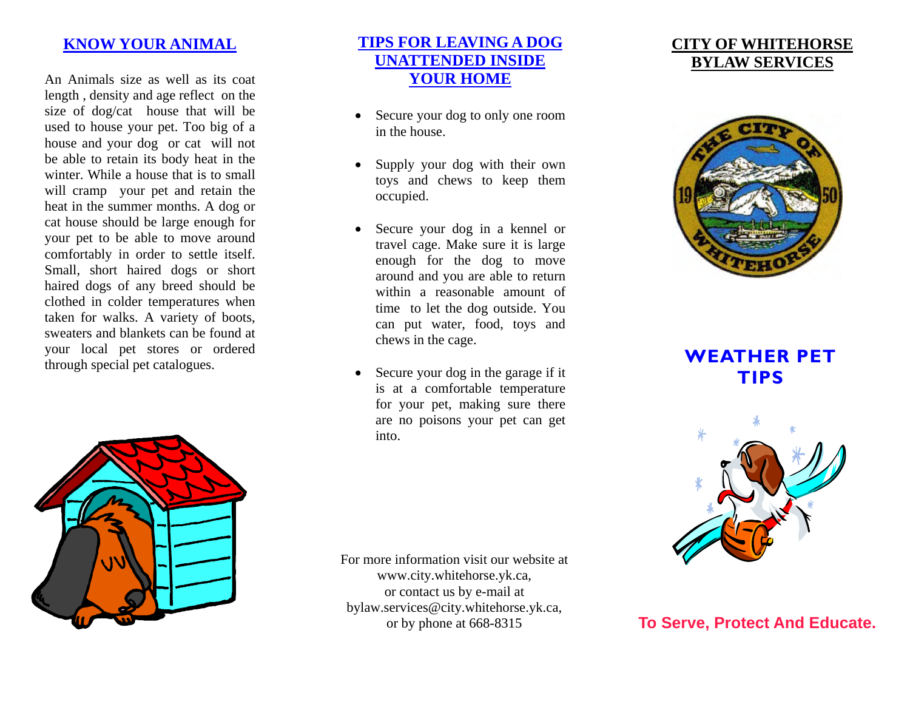## KNOW YOUR ANIMAL

An Animals size as well as its coat length , density and age reflect on the size of dog/cat house that will be used to house your pet. Too big of a house and your dog or cat will not be able to retain its body heat in the winter. While a house that is to small will cramp your pet and retain the heat in the summer months. A dog or cat house should be large enough for your pet to be able to move around comfortably in order to settle itself. Small, short haired dogs or short haired dogs of any breed should be clothed in colder temperatures when taken for walks. A variety of boots, sweaters and blankets can be found at your local pet stores or ordered through special pet catalogues.

## TIPS FOR LEAVING A DOG UNATTENDED INSIDE YOUR HOME

- Secure your dog to only one room in the house.
- Supply your dog with their own toys and chews to keep them occupied.
- Secure your dog in a kennel or travel cage. Make sure it is large enough for the dog to move around and you are able to return within a reasonable amount of time to let the dog outside. You can put water, food, toys and chews in the cage.
- Secure your dog in the garage if it is at a comfortable temperature for your pet, making sure there are no poisons your pet can get into.

For more information visit our website at www.city.whitehorse.yk.ca, or contact us by e-mail at bylaw.services@city.whitehorse.yk.ca, or by phone at 668-8315

## CITY OF WHITEHORSE BYLAW SERVICES

# WEATHER PET TIPS

**To Serve, Protect And Educate.**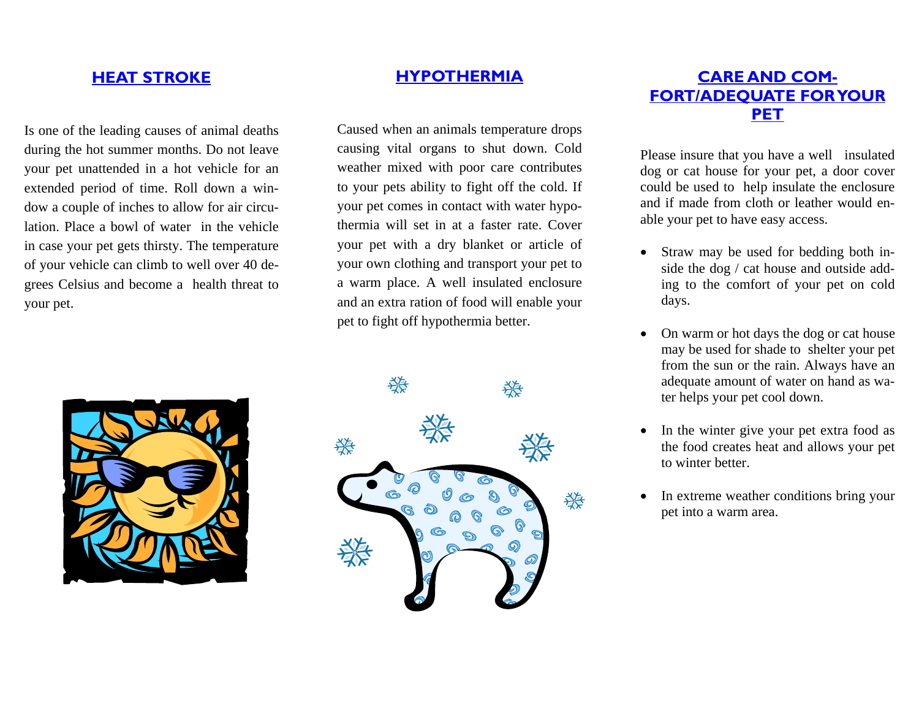## HEAT STROKE

Is one of the leading causes of animal deaths during the hot summer months. Do not leave your pet unattended in a hot vehicle for an extended period of time. Roll down a window a couple of inches to allow for air circulation. Place a bowl of water in the vehicle in case your pet gets thirsty. The temperature of your vehicle can climb to well over 40 degrees Celsius and become a health threat to your pet.

## HYPOTHERMIA

Caused when an animals temperature drops causing vital organs to shut down. Cold weather mixed with poor care contributes to your pets ability to fight off the cold. If your pet comes in contact with water hypothermia will set in at a faster rate. Cover your pet with a dry blanket or article of your own clothing and transport your pet to a warm place. A well insulated enclosure and an extra ration of food will enable your pet to fight off hypothermia better.

## CARE AND COMFORT/ADEQUATE FOR YOUR PET

Please insure that you have a well insulated dog or cat house for your pet, a door cover could be used to help insulate the enclosure and if made from cloth or leather would enable your pet to have easy access.

- Straw may be used for bedding both inside the dog / cat house and outside adding to the comfort of your pet on cold days.
- On warm or hot days the dog or cat house may be used for shade to shelter your pet from the sun or the rain. Always have an adequate amount of water on hand as water helps your pet cool down.
- In the winter give your pet extra food as the food creates heat and allows your pet to winter better.
- In extreme weather conditions bring your pet into a warm area.